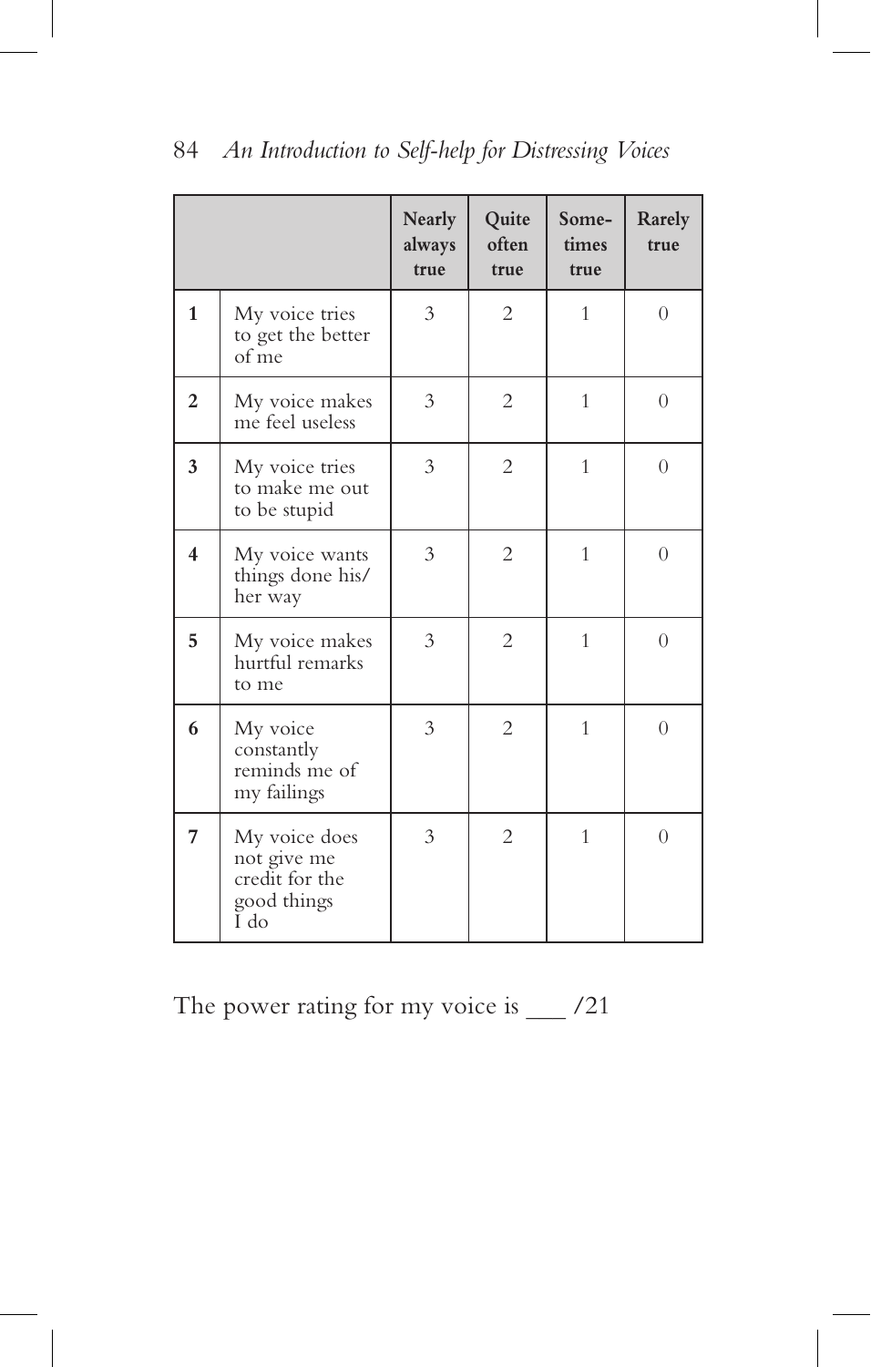| | | Nearly always true | Quite often true | Some-times true | Rarely true |
|---|---|---|---|---|---|
| **1** | My voice tries to get the better of me | 3 | 2 | 1 | 0 |
| **2** | My voice makes me feel useless | 3 | 2 | 1 | 0 |
| **3** | My voice tries to make me out to be stupid | 3 | 2 | 1 | 0 |
| **4** | My voice wants things done his/her way | 3 | 2 | 1 | 0 |
| **5** | My voice makes hurtful remarks to me | 3 | 2 | 1 | 0 |
| **6** | My voice constantly reminds me of my failings | 3 | 2 | 1 | 0 |
| **7** | My voice does not give me credit for the good things I do | 3 | 2 | 1 | 0 |

The power rating for my voice is ___ /21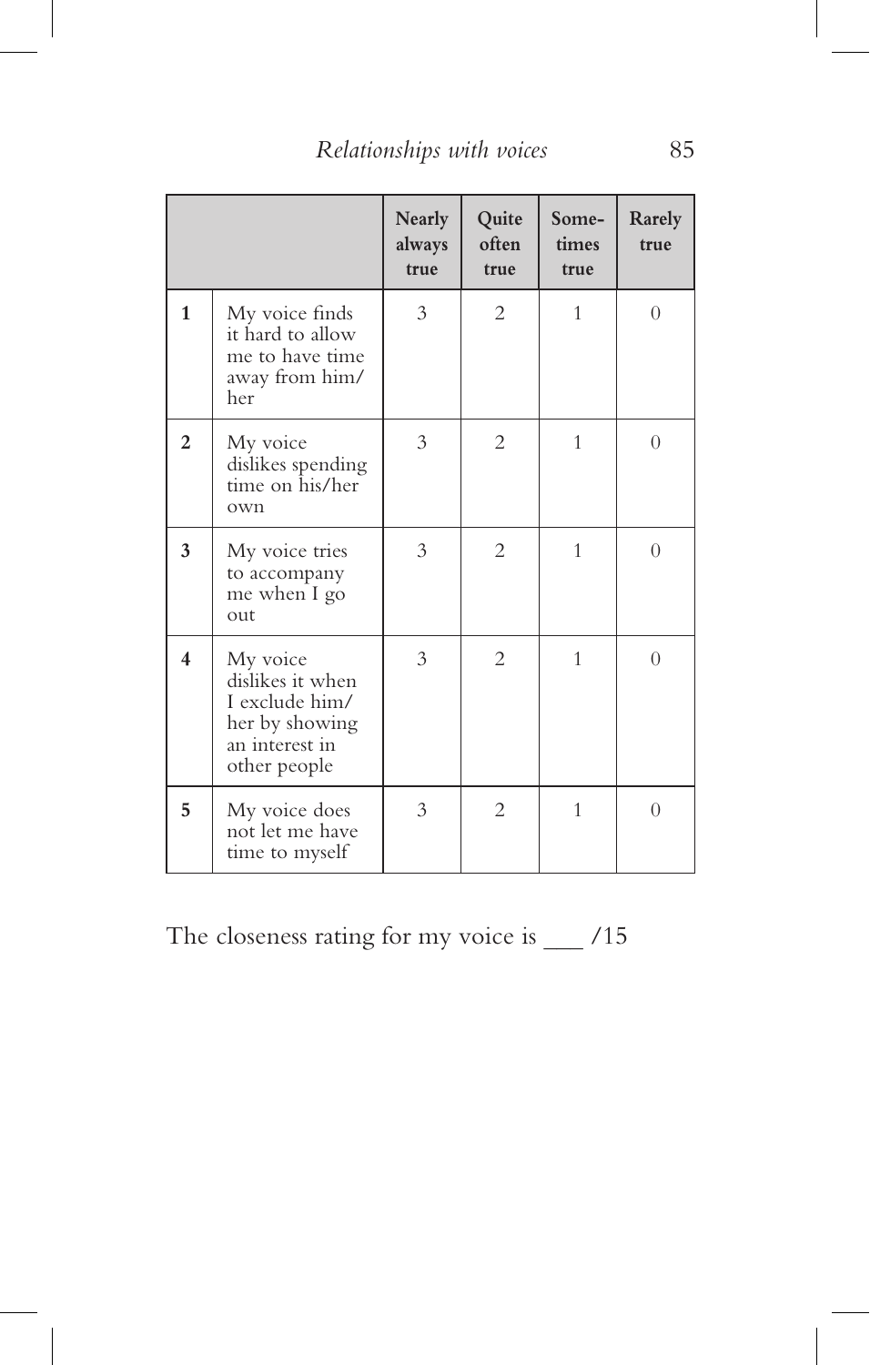| | | Nearly always true | Quite often true | Some-times true | Rarely true |
|---|---|---|---|---|---|
| **1** | My voice finds it hard to allow me to have time away from him/her | 3 | 2 | 1 | 0 |
| **2** | My voice dislikes spending time on his/her own | 3 | 2 | 1 | 0 |
| **3** | My voice tries to accompany me when I go out | 3 | 2 | 1 | 0 |
| **4** | My voice dislikes it when I exclude him/her by showing an interest in other people | 3 | 2 | 1 | 0 |
| **5** | My voice does not let me have time to myself | 3 | 2 | 1 | 0 |

The closeness rating for my voice is ___ /15